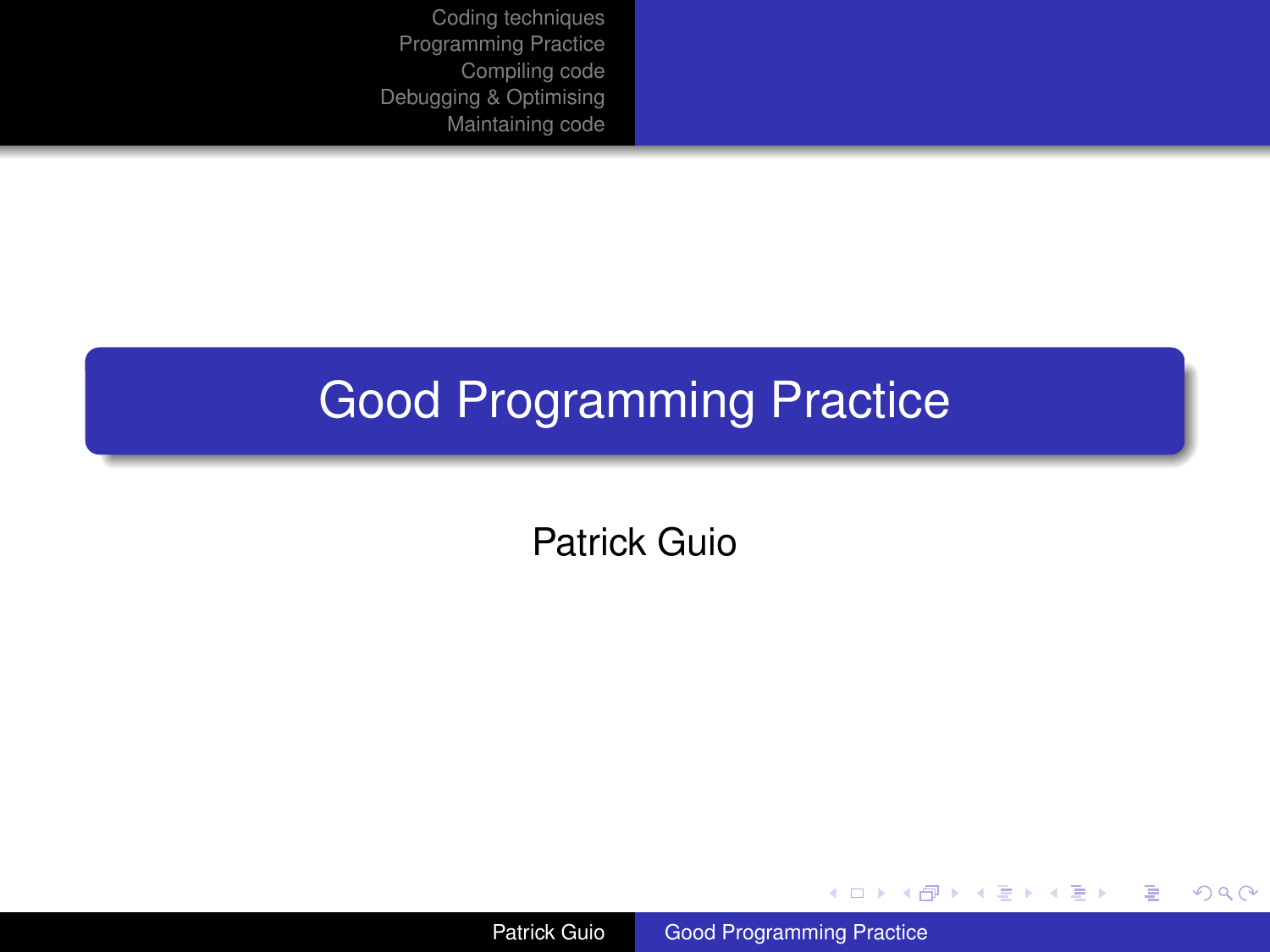# Good Programming Practice

Patrick Guio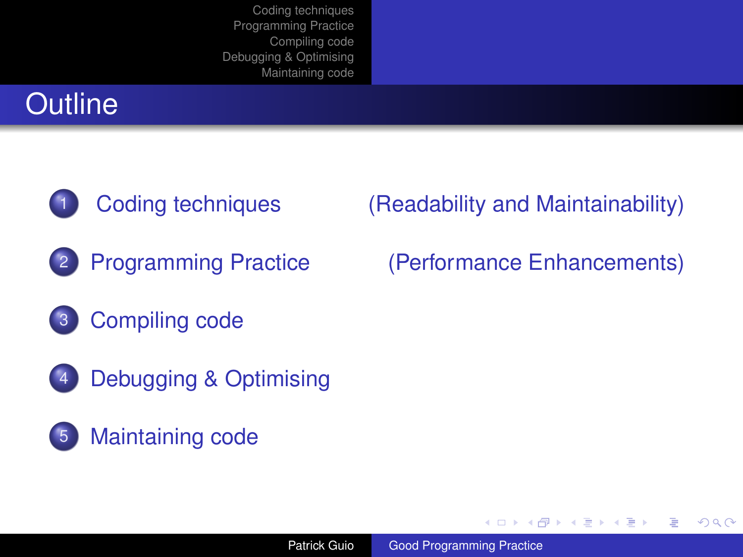# Outline

1. Coding techniques (Readability and Maintainability)
2. Programming Practice (Performance Enhancements)
3. Compiling code
4. Debugging & Optimising
5. Maintaining code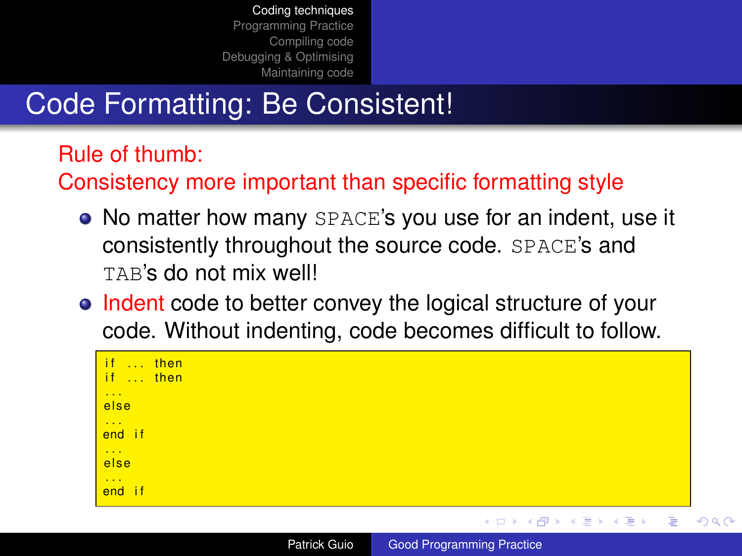# Code Formatting: Be Consistent!

Rule of thumb:
Consistency more important than specific formatting style

- No matter how many SPACE's you use for an indent, use it consistently throughout the source code. SPACE's and TAB's do not mix well!
- Indent code to better convey the logical structure of your code. Without indenting, code becomes difficult to follow.

```
if ... then
if ... then
...
else
...
end if
...
else
...
end if
```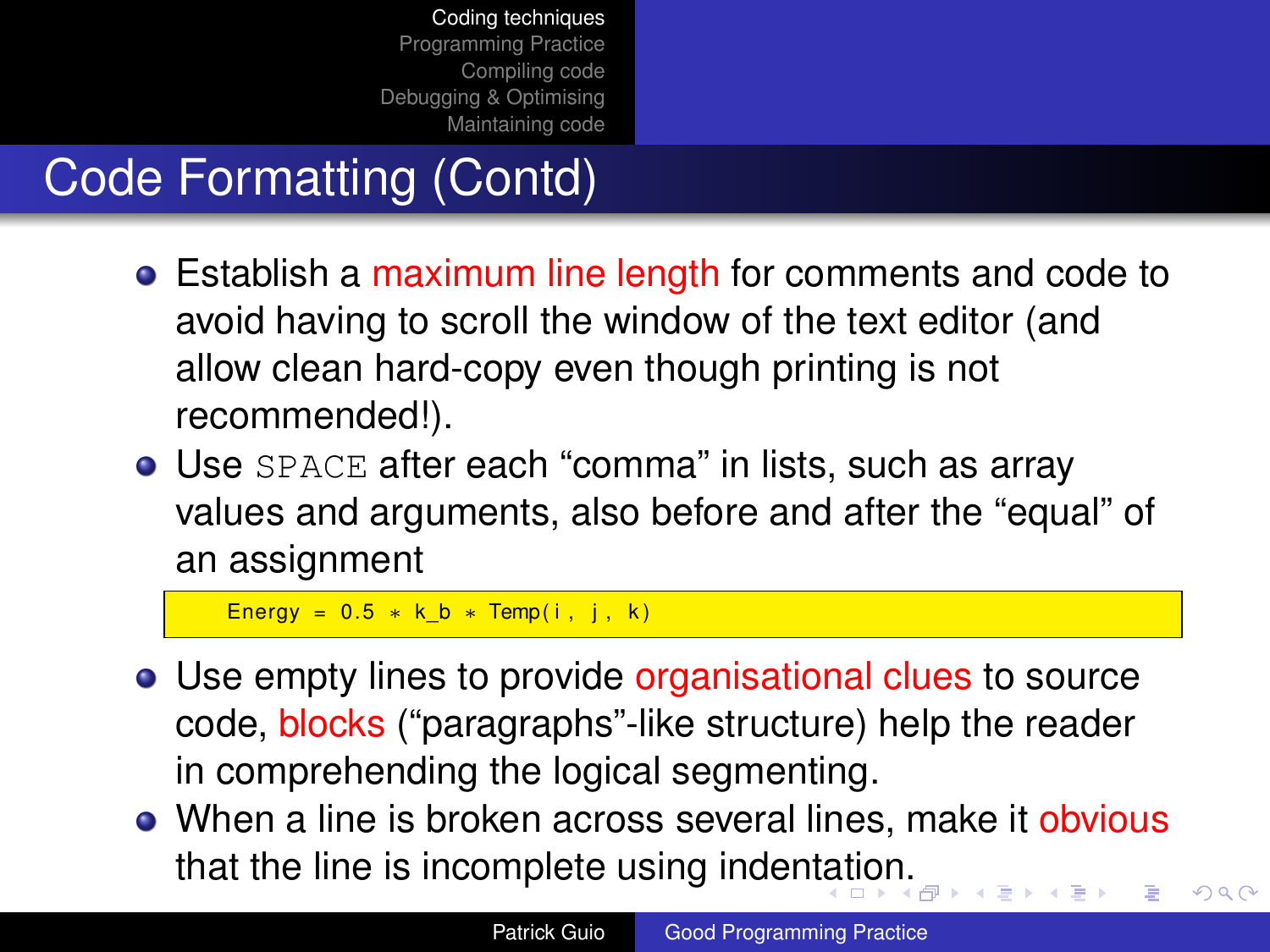# Code Formatting (Contd)

- Establish a maximum line length for comments and code to avoid having to scroll the window of the text editor (and allow clean hard-copy even though printing is not recommended!).
- Use SPACE after each “comma” in lists, such as array values and arguments, also before and after the “equal” of an assignment

```
    Energy = 0.5 * k_b * Temp(i, j, k)
```

- Use empty lines to provide organisational clues to source code, blocks (“paragraphs”-like structure) help the reader in comprehending the logical segmenting.
- When a line is broken across several lines, make it obvious that the line is incomplete using indentation.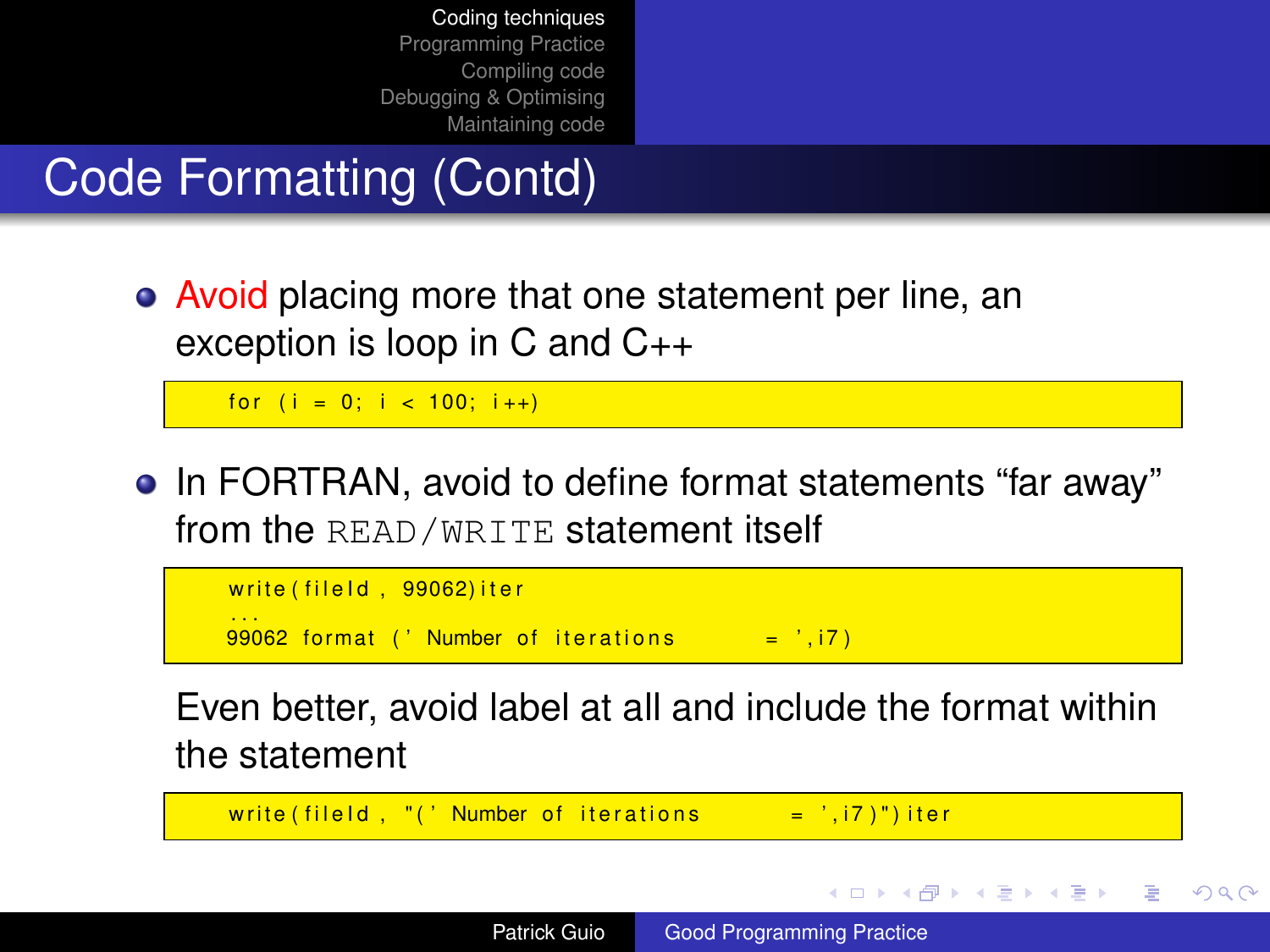# Code Formatting (Contd)

- Avoid placing more that one statement per line, an exception is loop in C and C++

```
for (i = 0; i < 100; i++)
```

- In FORTRAN, avoid to define format statements “far away” from the READ/WRITE statement itself

```
write(fileId, 99062)iter
...
99062 format (' Number of iterations        = ',i7)
```

Even better, avoid label at all and include the format within the statement

```
write(fileId, "(' Number of iterations        = ',i7)") iter
```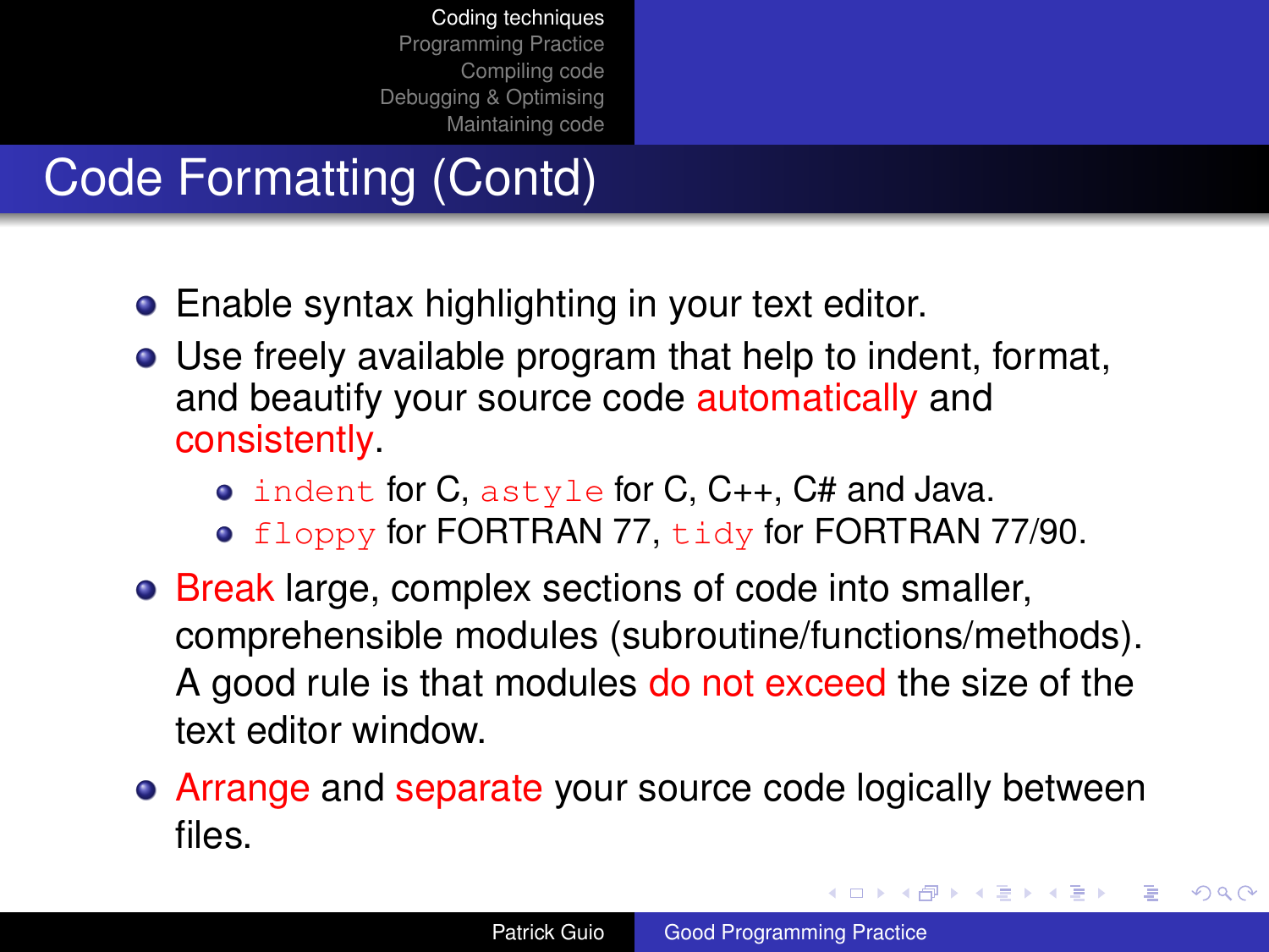# Code Formatting (Contd)

- Enable syntax highlighting in your text editor.
- Use freely available program that help to indent, format, and beautify your source code automatically and consistently.
  - `indent` for C, `astyle` for C, C++, C# and Java.
  - `floppy` for FORTRAN 77, `tidy` for FORTRAN 77/90.
- Break large, complex sections of code into smaller, comprehensible modules (subroutine/functions/methods). A good rule is that modules do not exceed the size of the text editor window.
- Arrange and separate your source code logically between files.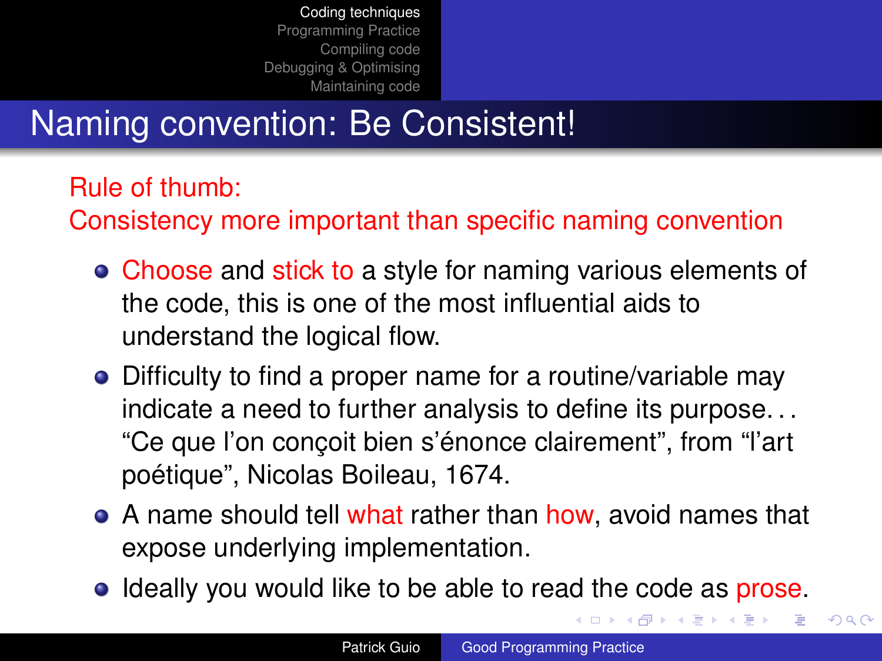# Naming convention: Be Consistent!

Rule of thumb:
Consistency more important than specific naming convention

- Choose and stick to a style for naming various elements of the code, this is one of the most influential aids to understand the logical flow.
- Difficulty to find a proper name for a routine/variable may indicate a need to further analysis to define its purpose...
  "Ce que l'on conçoit bien s'énonce clairement", from "l'art poétique", Nicolas Boileau, 1674.
- A name should tell what rather than how, avoid names that expose underlying implementation.
- Ideally you would like to be able to read the code as prose.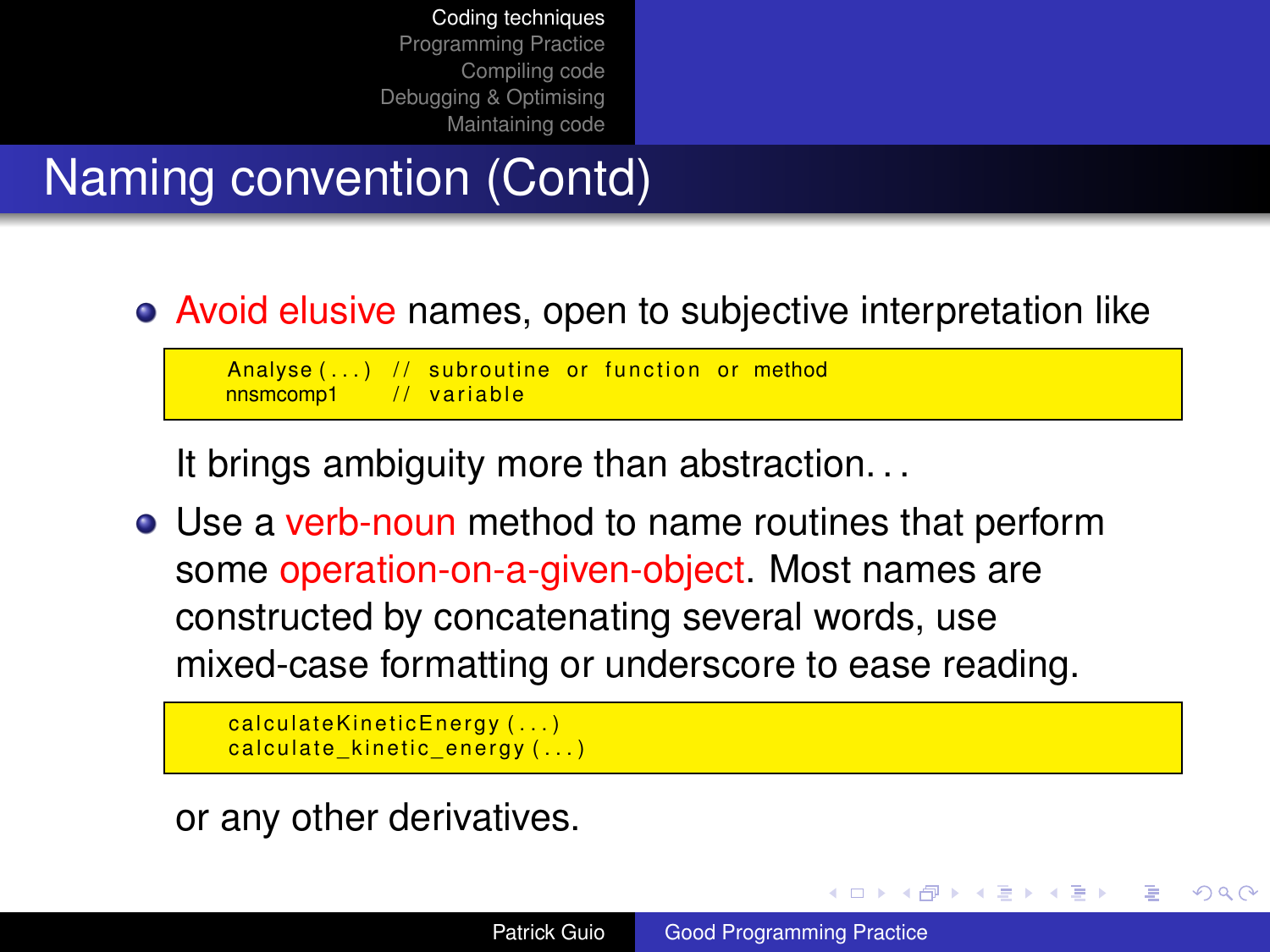# Naming convention (Contd)

- Avoid elusive names, open to subjective interpretation like

```
Analyse(...) // subroutine or function or method
nnsmcomp1    // variable
```

It brings ambiguity more than abstraction...

- Use a verb-noun method to name routines that perform some operation-on-a-given-object. Most names are constructed by concatenating several words, use mixed-case formatting or underscore to ease reading.

```
calculateKineticEnergy(...)
calculate_kinetic_energy(...)
```

or any other derivatives.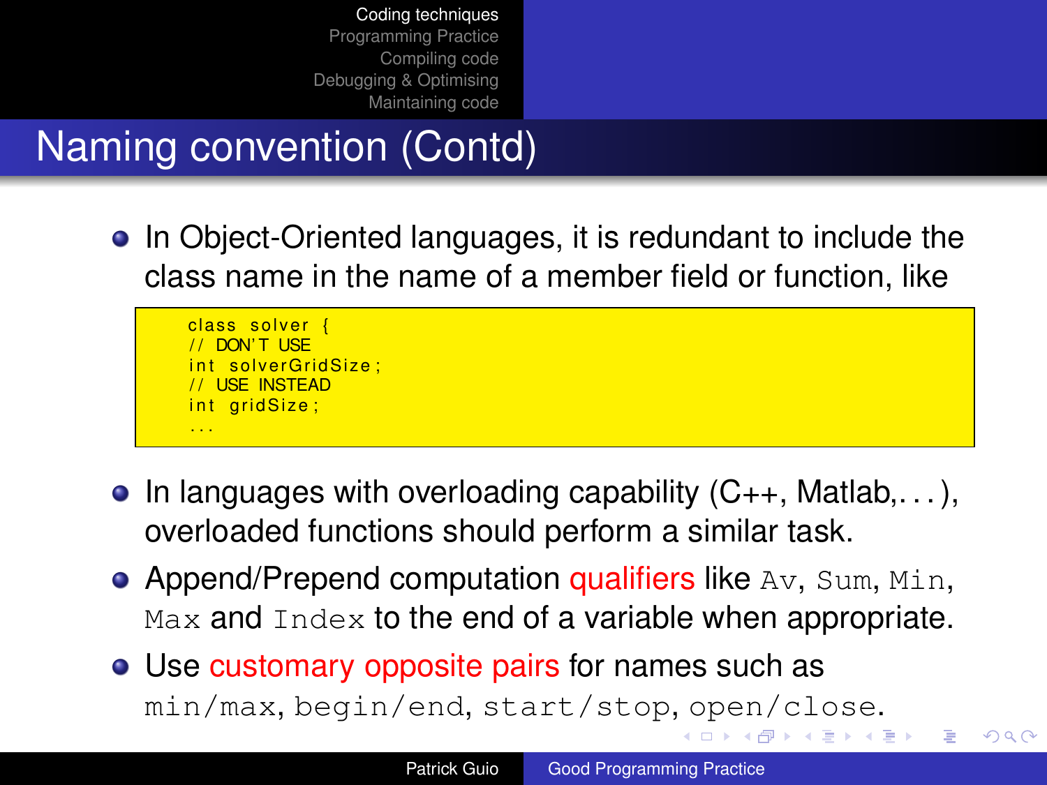## Naming convention (Contd)

- In Object-Oriented languages, it is redundant to include the class name in the name of a member field or function, like

```
class solver {
// DON'T USE
int solverGridSize;
// USE INSTEAD
int gridSize;
...
```

- In languages with overloading capability (C++, Matlab,. . . ), overloaded functions should perform a similar task.
- Append/Prepend computation qualifiers like `Av`, `Sum`, `Min`, `Max` and `Index` to the end of a variable when appropriate.
- Use customary opposite pairs for names such as `min/max`, `begin/end`, `start/stop`, `open/close`.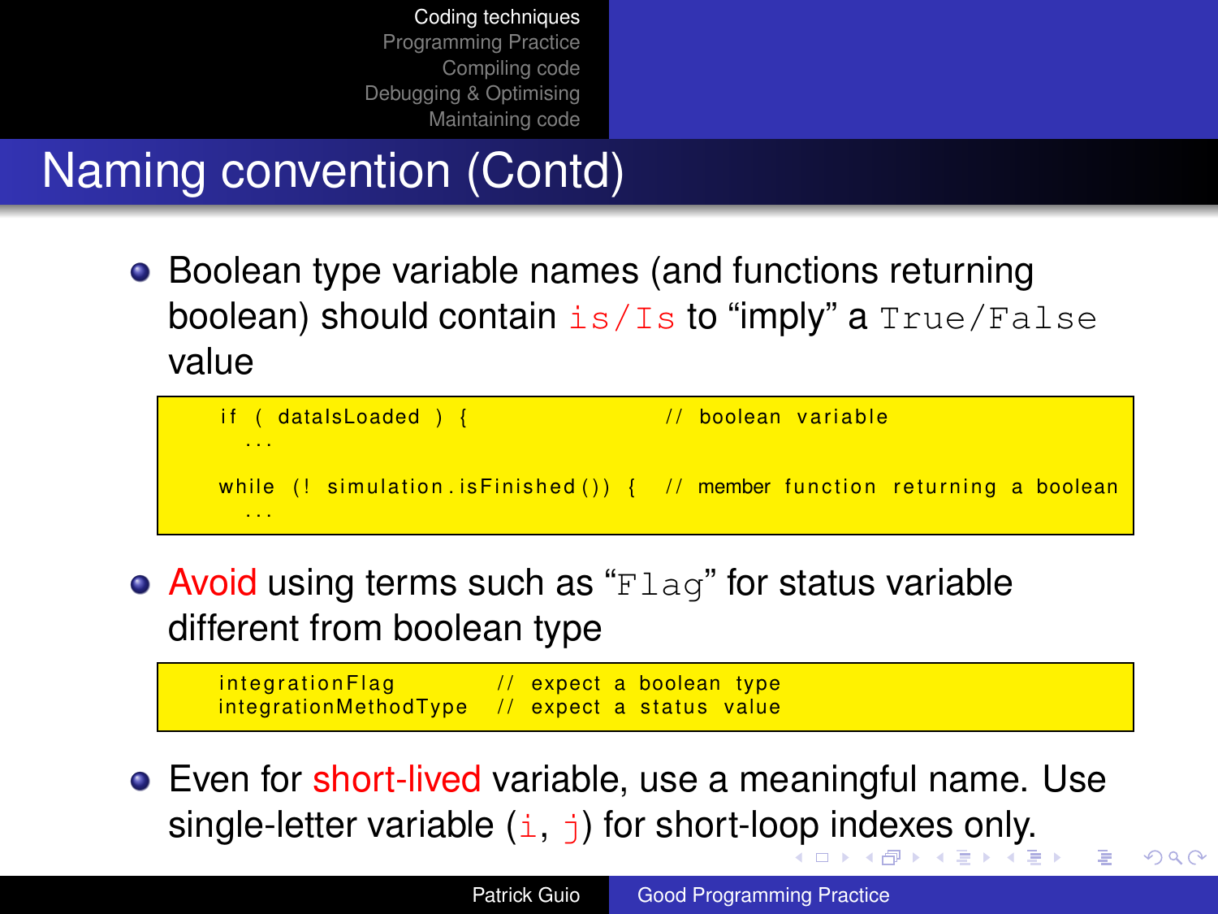# Naming convention (Contd)

- Boolean type variable names (and functions returning boolean) should contain `is/Is` to "imply" a `True/False` value

```
if ( dataIsLoaded ) {                // boolean variable
  ...

while (! simulation.isFinished()) {  // member function returning a boolean
  ...
```

- Avoid using terms such as "`Flag`" for status variable different from boolean type

```
integrationFlag        // expect a boolean type
integrationMethodType  // expect a status value
```

- Even for short-lived variable, use a meaningful name. Use single-letter variable (`i`, `j`) for short-loop indexes only.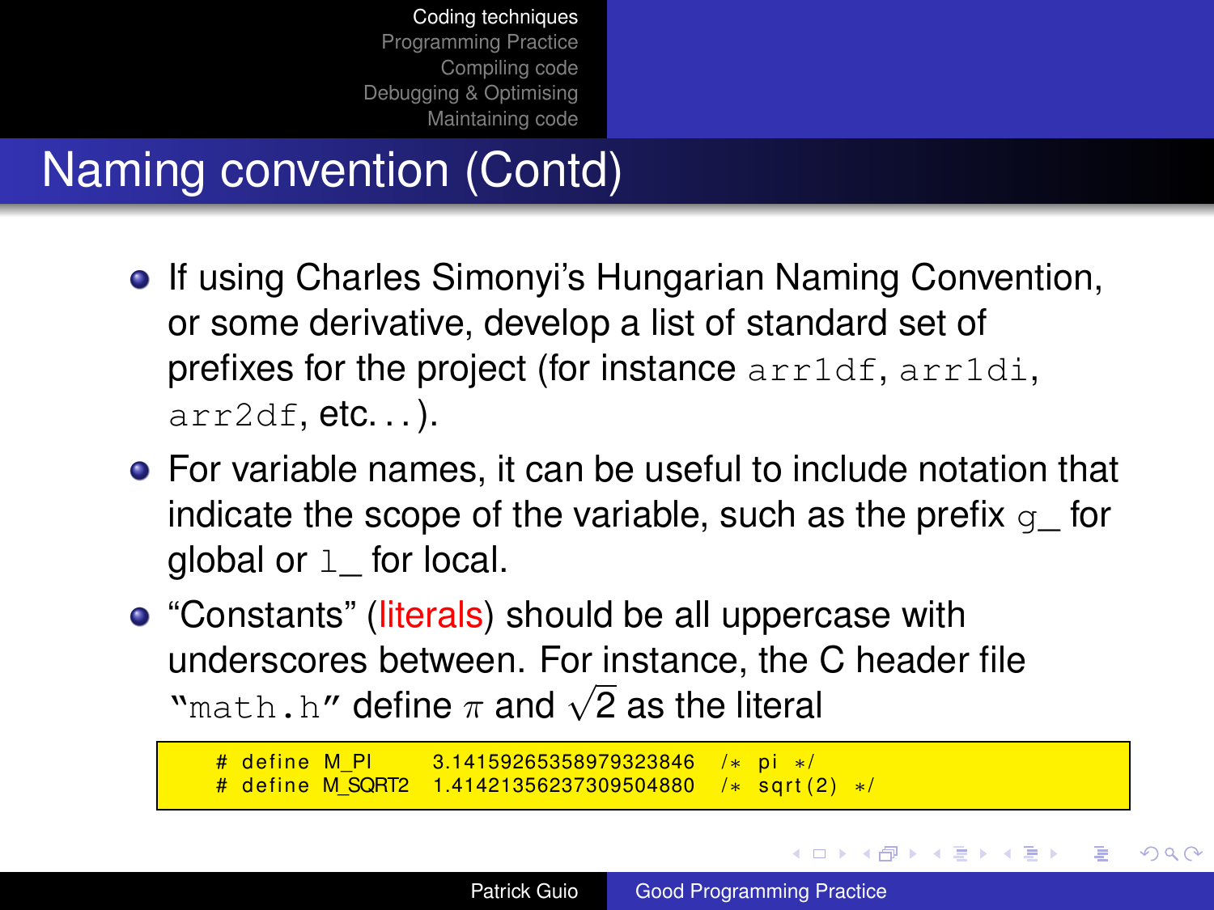## Naming convention (Contd)

- If using Charles Simonyi's Hungarian Naming Convention, or some derivative, develop a list of standard set of prefixes for the project (for instance `arr1df`, `arr1di`, `arr2df`, etc. . . ).
- For variable names, it can be useful to include notation that indicate the scope of the variable, such as the prefix `g_` for global or `l_` for local.
- "Constants" (literals) should be all uppercase with underscores between. For instance, the C header file "`math.h`" define $\pi$ and $\sqrt{2}$ as the literal

```
# define M_PI      3.14159265358979323846  /* pi */
# define M_SQRT2   1.41421356237309504880  /* sqrt(2) */
```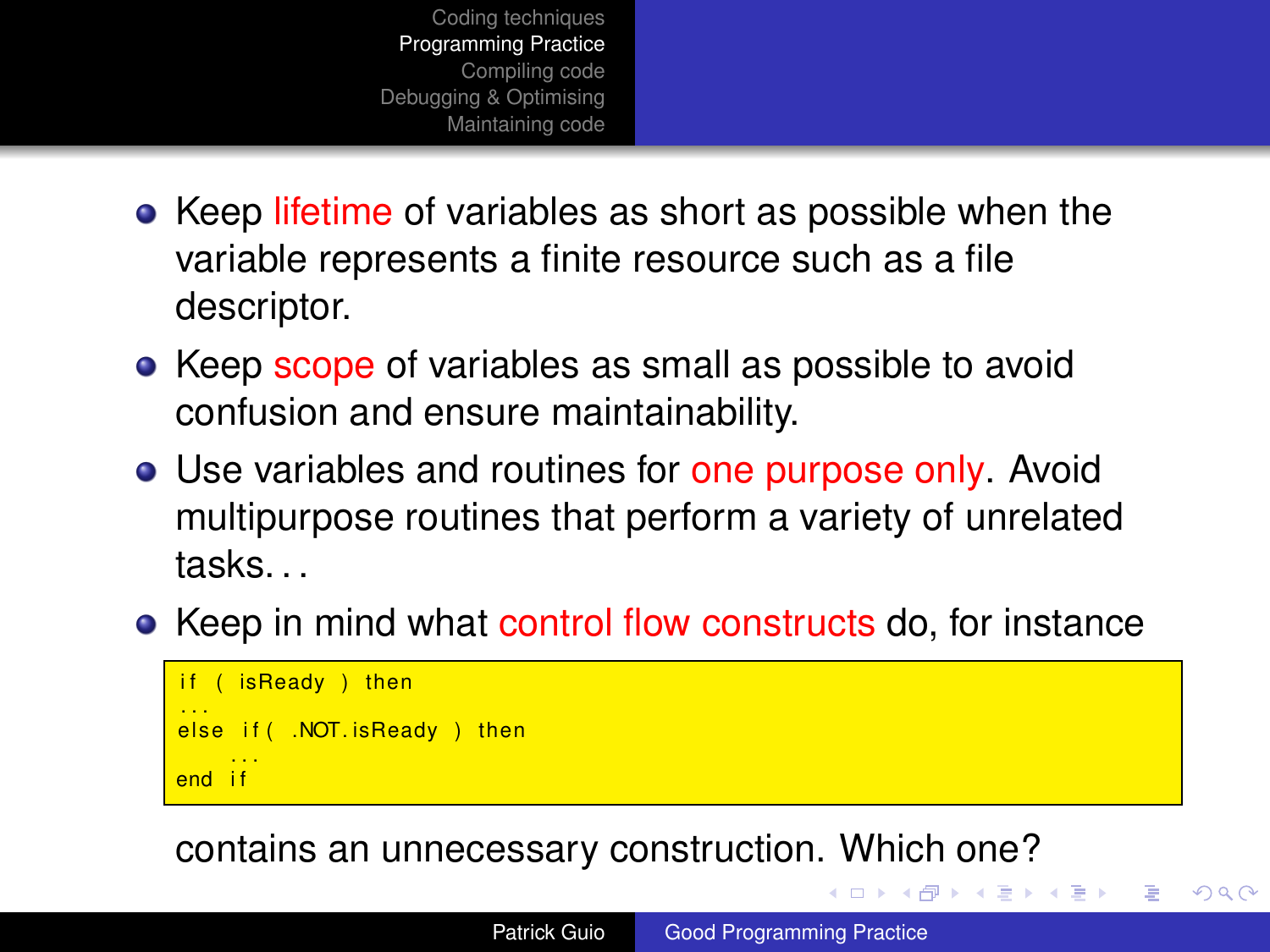- Keep lifetime of variables as short as possible when the variable represents a finite resource such as a file descriptor.
- Keep scope of variables as small as possible to avoid confusion and ensure maintainability.
- Use variables and routines for one purpose only. Avoid multipurpose routines that perform a variety of unrelated tasks. . .
- Keep in mind what control flow constructs do, for instance

```
if ( isReady ) then
...
else if( .NOT.isReady ) then
     ...
end if
```

contains an unnecessary construction. Which one?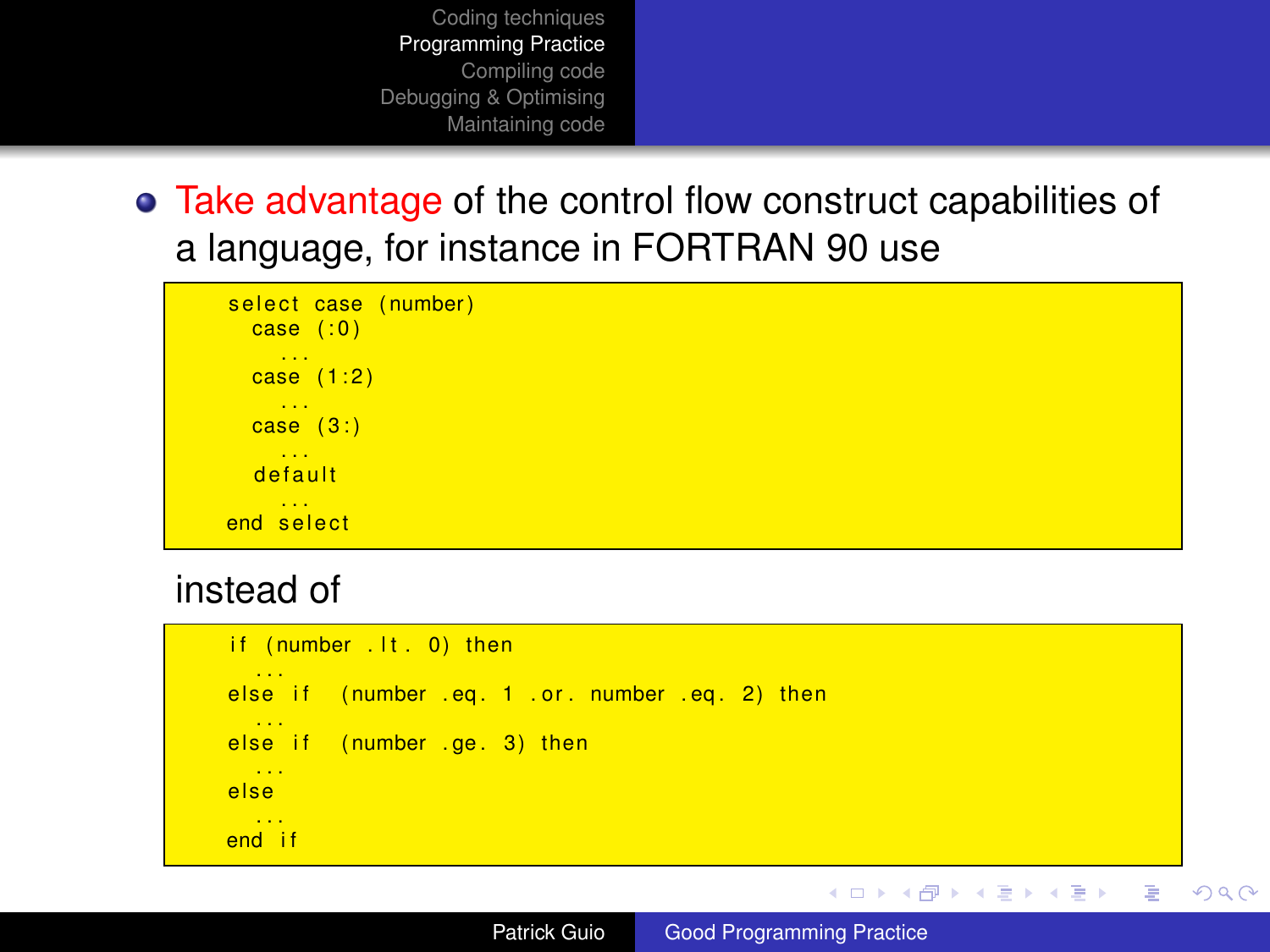- Take advantage of the control flow construct capabilities of a language, for instance in FORTRAN 90 use

```
select case (number)
  case (:0)
    ...
  case (1:2)
    ...
  case (3:)
    ...
  default
    ...
end select
```

instead of

```
if (number .lt. 0) then
  ...
else if  (number .eq. 1 .or. number .eq. 2) then
  ...
else if  (number .ge. 3) then
  ...
else
  ...
end if
```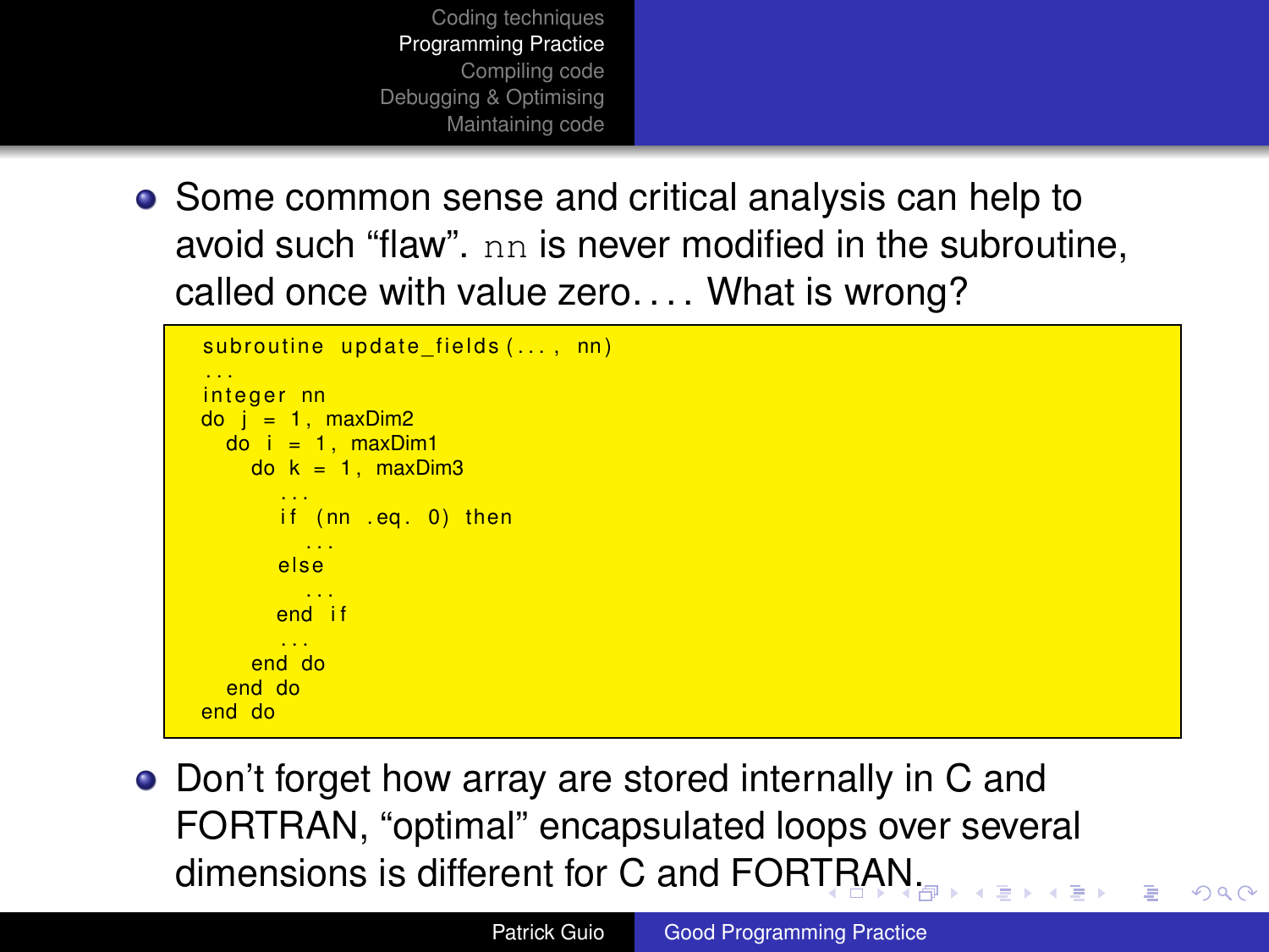- Some common sense and critical analysis can help to avoid such “flaw”. `nn` is never modified in the subroutine, called once with value zero. . . . What is wrong?

```
subroutine update_fields(..., nn)
...
integer nn
do j = 1, maxDim2
  do i = 1, maxDim1
    do k = 1, maxDim3
      ...
      if (nn .eq. 0) then
        ...
      else
        ...
      end if
      ...
    end do
  end do
end do
```

- Don’t forget how array are stored internally in C and FORTRAN, “optimal” encapsulated loops over several dimensions is different for C and FORTRAN.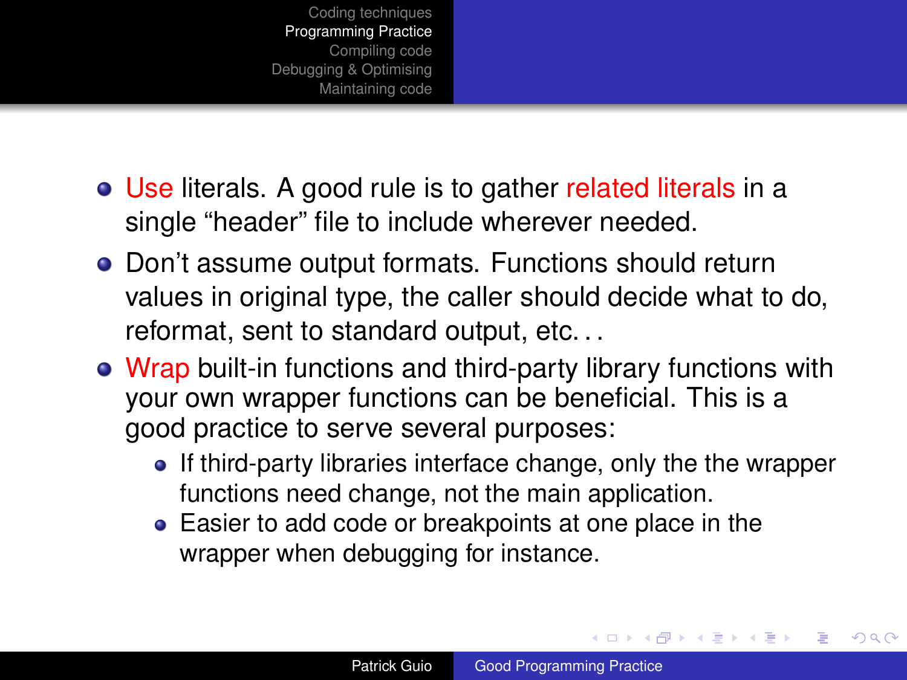- Use literals. A good rule is to gather related literals in a single “header” file to include wherever needed.
- Don’t assume output formats. Functions should return values in original type, the caller should decide what to do, reformat, sent to standard output, etc. . .
- Wrap built-in functions and third-party library functions with your own wrapper functions can be beneficial. This is a good practice to serve several purposes:
  - If third-party libraries interface change, only the the wrapper functions need change, not the main application.
  - Easier to add code or breakpoints at one place in the wrapper when debugging for instance.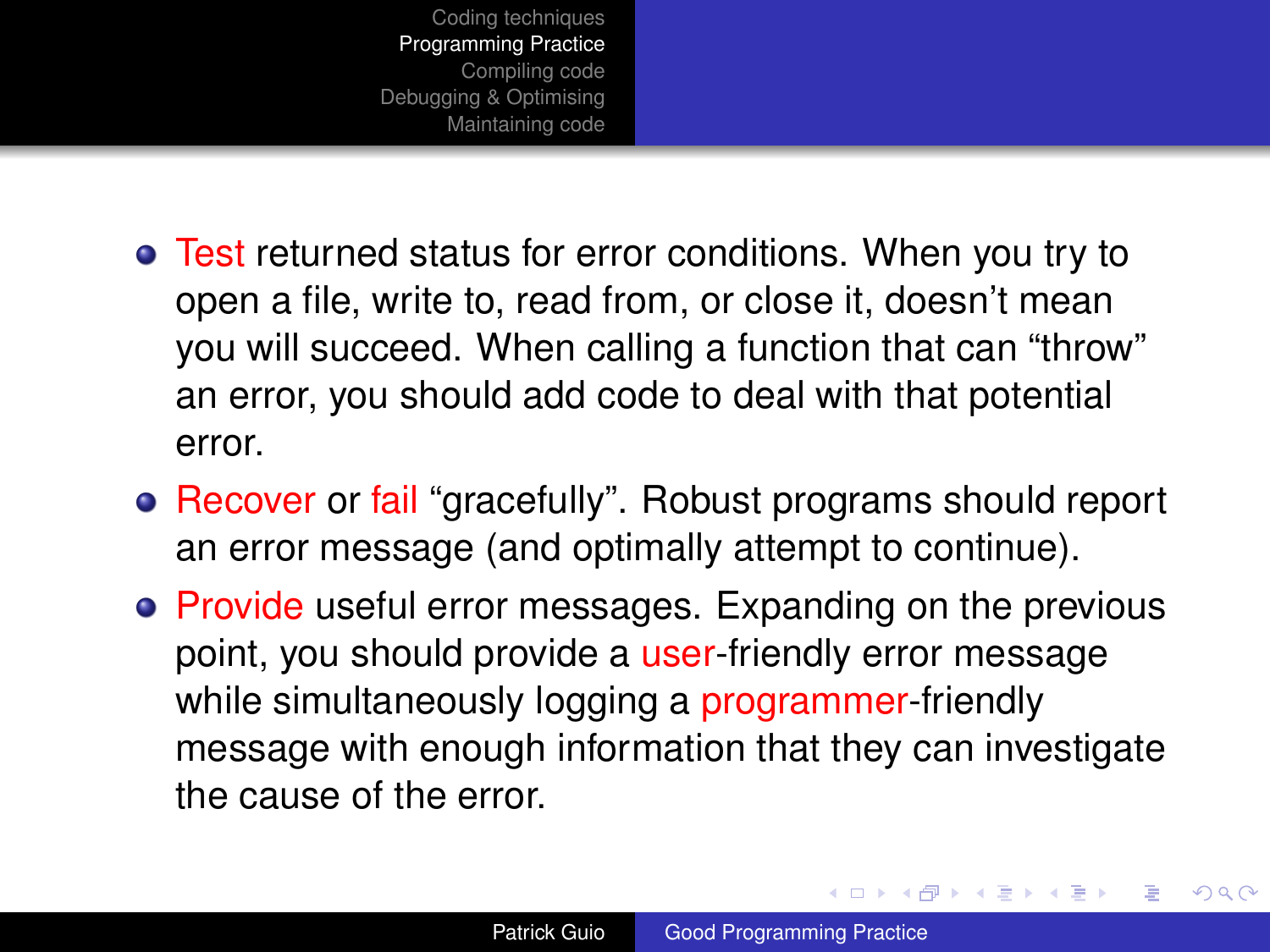- Test returned status for error conditions. When you try to open a file, write to, read from, or close it, doesn't mean you will succeed. When calling a function that can "throw" an error, you should add code to deal with that potential error.
- Recover or fail "gracefully". Robust programs should report an error message (and optimally attempt to continue).
- Provide useful error messages. Expanding on the previous point, you should provide a user-friendly error message while simultaneously logging a programmer-friendly message with enough information that they can investigate the cause of the error.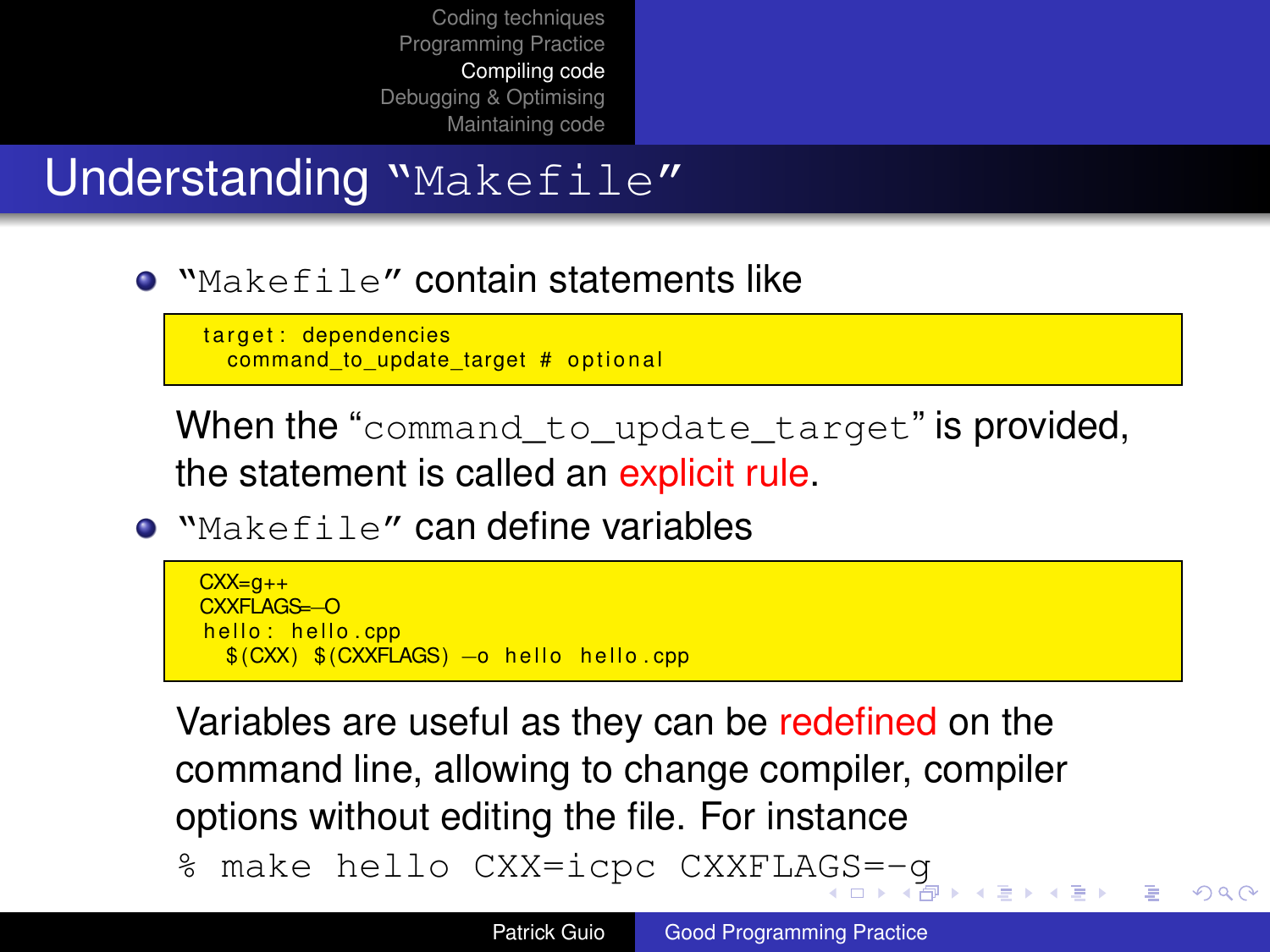# Understanding "Makefile"

- "Makefile" contain statements like

```
target: dependencies
  command_to_update_target # optional
```

When the "command_to_update_target" is provided, the statement is called an explicit rule.

- "Makefile" can define variables

```
CXX=g++
CXXFLAGS=-O
hello: hello.cpp
  $(CXX) $(CXXFLAGS) -o hello hello.cpp
```

Variables are useful as they can be redefined on the command line, allowing to change compiler, compiler options without editing the file. For instance

```
% make hello CXX=icpc CXXFLAGS=-g
```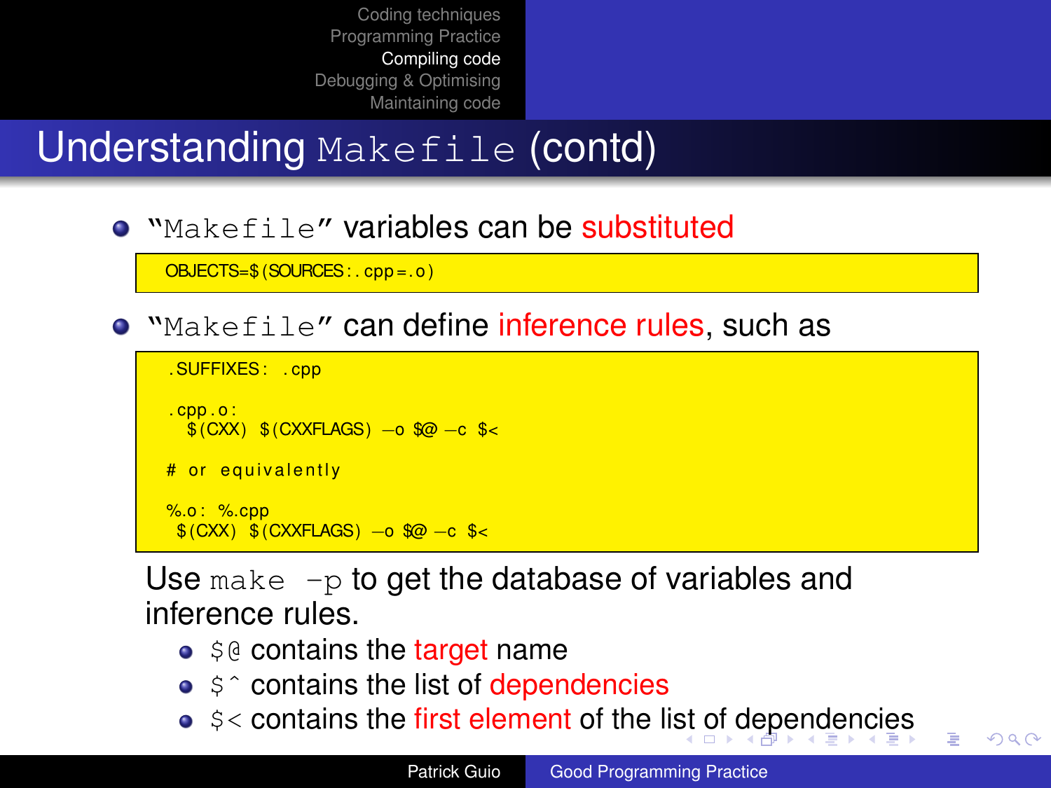# Understanding Makefile (contd)

- "Makefile" variables can be substituted

```
OBJECTS=$(SOURCES:.cpp=.o)
```

- "Makefile" can define inference rules, such as

```
.SUFFIXES: .cpp

.cpp.o:
	$(CXX) $(CXXFLAGS) -o $@ -c $<

# or equivalently

%.o: %.cpp
	$(CXX) $(CXXFLAGS) -o $@ -c $<
```

Use `make -p` to get the database of variables and inference rules.

- `$@` contains the target name
- `$^` contains the list of dependencies
- `$<` contains the first element of the list of dependencies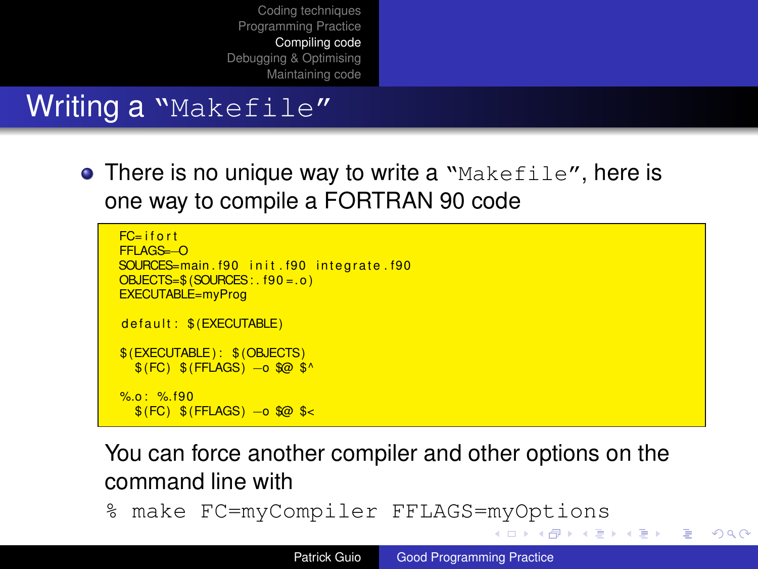## Writing a "Makefile"

- There is no unique way to write a "Makefile", here is one way to compile a FORTRAN 90 code

```
FC=ifort
FFLAGS=-O
SOURCES=main.f90 init.f90 integrate.f90
OBJECTS=$(SOURCES:.f90=.o)
EXECUTABLE=myProg

default: $(EXECUTABLE)

$(EXECUTABLE): $(OBJECTS)
	$(FC) $(FFLAGS) -o $@ $^

%.o: %.f90
	$(FC) $(FFLAGS) -o $@ $<
```

You can force another compiler and other options on the command line with

```
% make FC=myCompiler FFLAGS=myOptions
```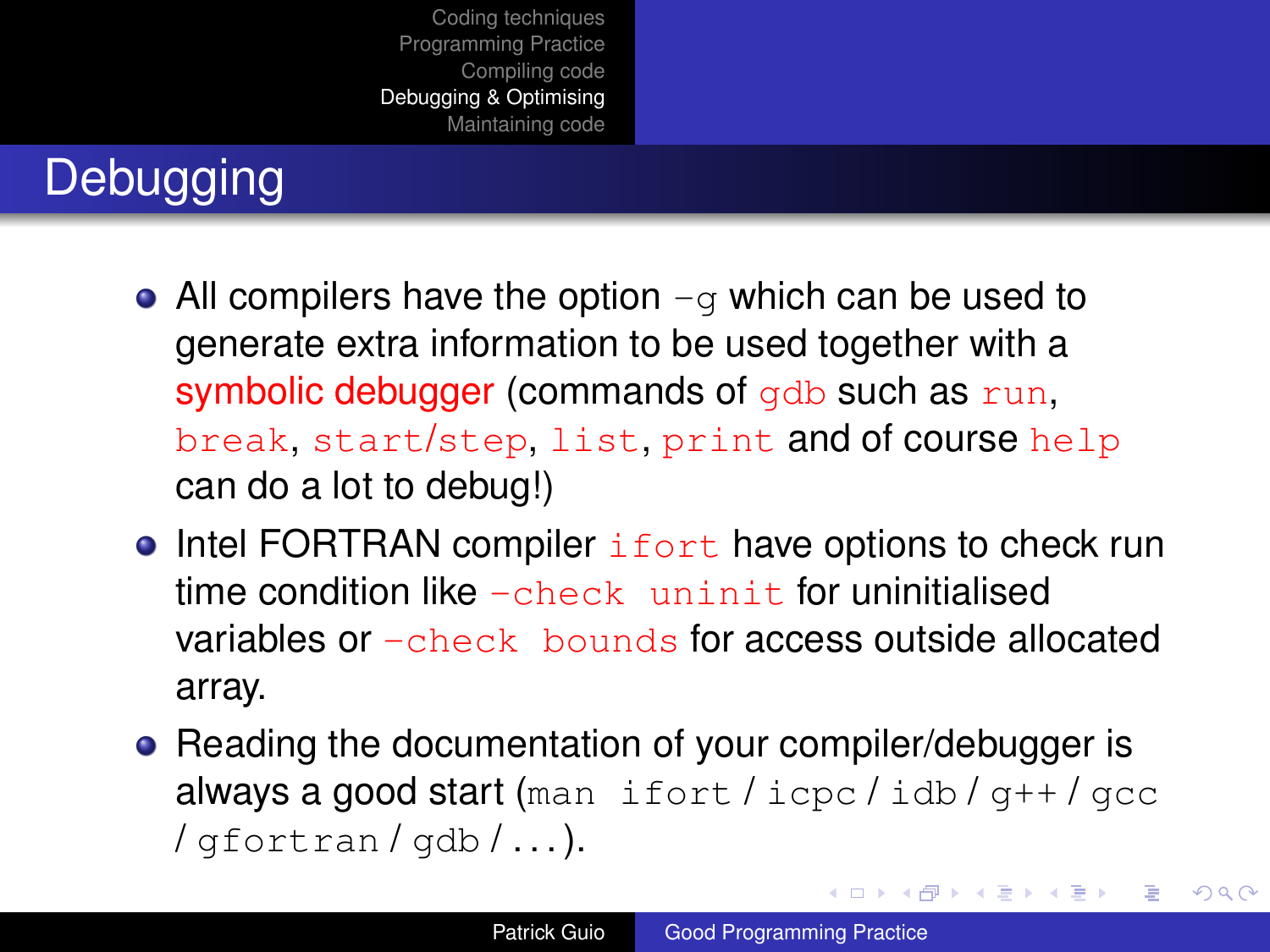# Debugging

- All compilers have the option `-g` which can be used to generate extra information to be used together with a symbolic debugger (commands of `gdb` such as `run`, `break`, `start/step`, `list`, `print` and of course `help` can do a lot to debug!)
- Intel FORTRAN compiler `ifort` have options to check run time condition like `-check uninit` for uninitialised variables or `-check bounds` for access outside allocated array.
- Reading the documentation of your compiler/debugger is always a good start (`man ifort` / `icpc` / `idb` / `g++` / `gcc` / `gfortran` / `gdb` / . . . ).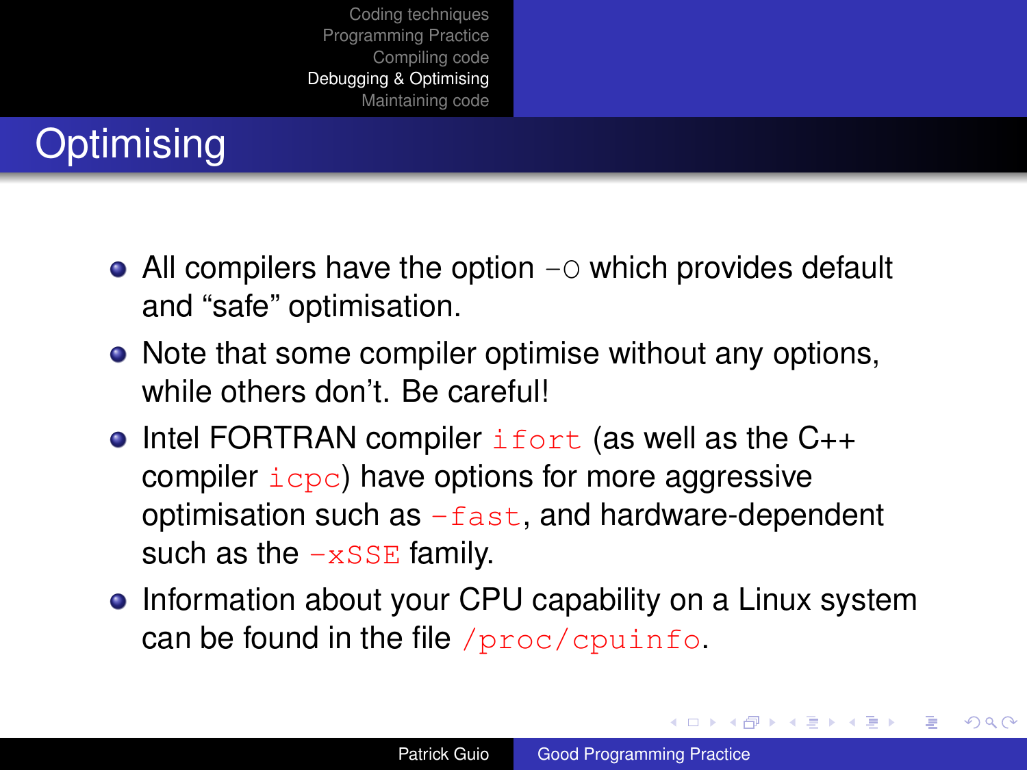# Optimising

- All compilers have the option `-O` which provides default and “safe” optimisation.
- Note that some compiler optimise without any options, while others don’t. Be careful!
- Intel FORTRAN compiler `ifort` (as well as the C++ compiler `icpc`) have options for more aggressive optimisation such as `-fast`, and hardware-dependent such as the `-xSSE` family.
- Information about your CPU capability on a Linux system can be found in the file `/proc/cpuinfo`.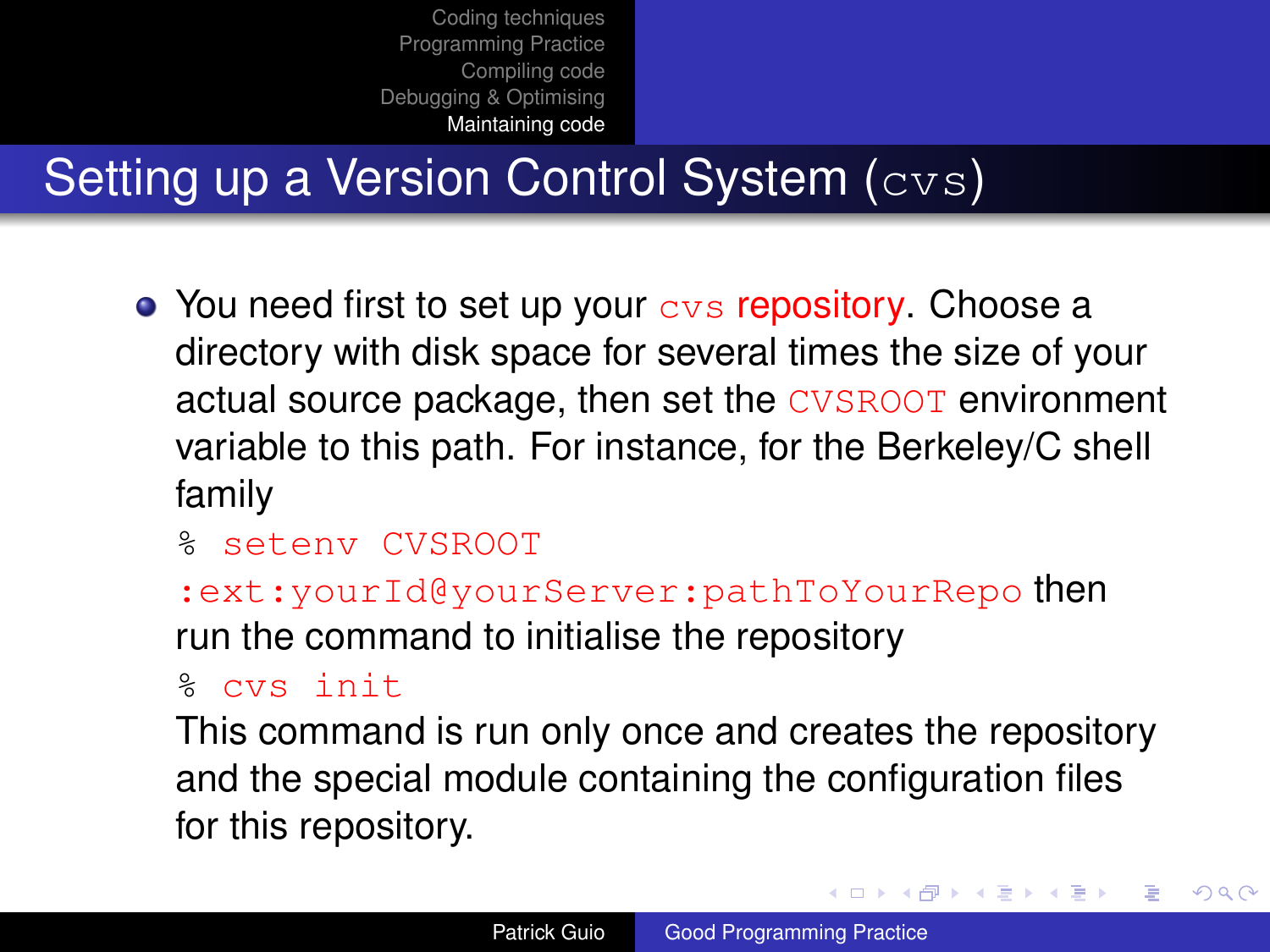# Setting up a Version Control System (cvs)

- You need first to set up your cvs **repository**. Choose a directory with disk space for several times the size of your actual source package, then set the CVSROOT environment variable to this path. For instance, for the Berkeley/C shell family

  ```
  % setenv CVSROOT
  :ext:yourId@yourServer:pathToYourRepo
  ```

  then run the command to initialise the repository

  ```
  % cvs init
  ```

  This command is run only once and creates the repository and the special module containing the configuration files for this repository.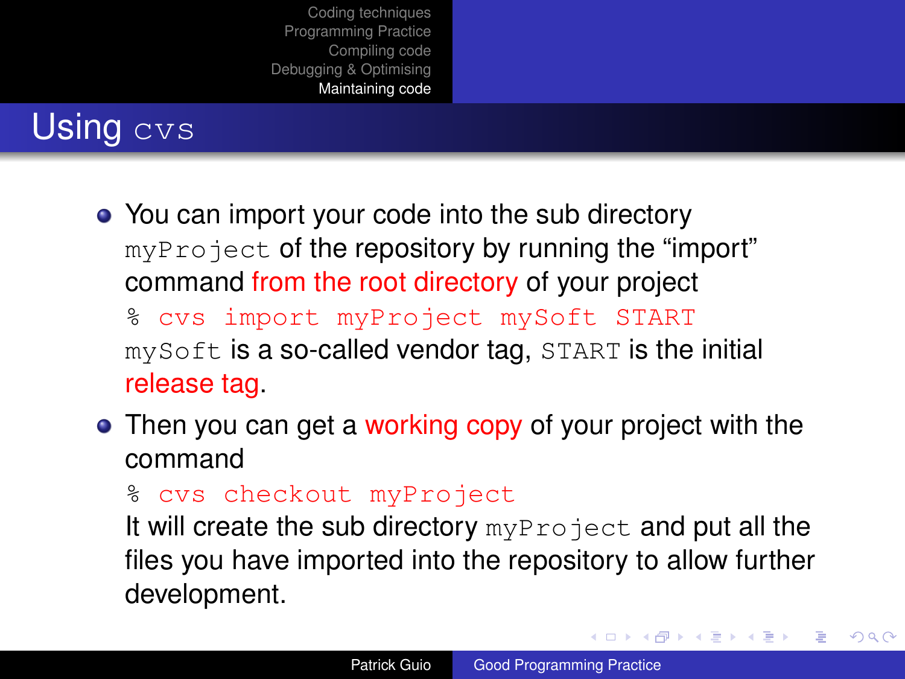## Using `cvs`

- You can import your code into the sub directory `myProject` of the repository by running the "import" command from the root directory of your project

  ```
  % cvs import myProject mySoft START
  ```

  `mySoft` is a so-called vendor tag, `START` is the initial release tag.

- Then you can get a working copy of your project with the command

  ```
  % cvs checkout myProject
  ```

  It will create the sub directory `myProject` and put all the files you have imported into the repository to allow further development.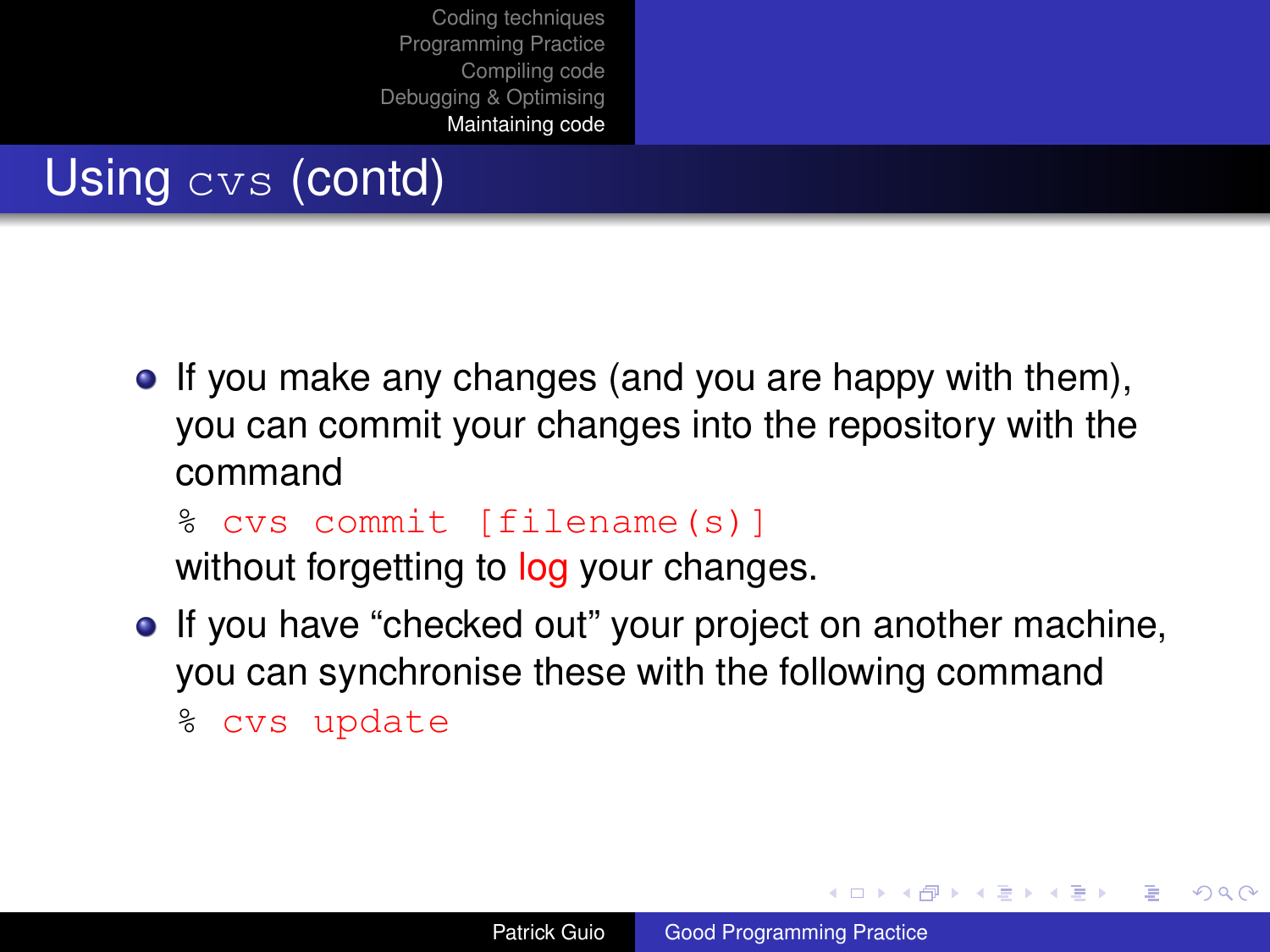# Using `cvs` (contd)

- If you make any changes (and you are happy with them), you can commit your changes into the repository with the command

  ```
  % cvs commit [filename(s)]
  ```

  without forgetting to log your changes.

- If you have "checked out" your project on another machine, you can synchronise these with the following command

  ```
  % cvs update
  ```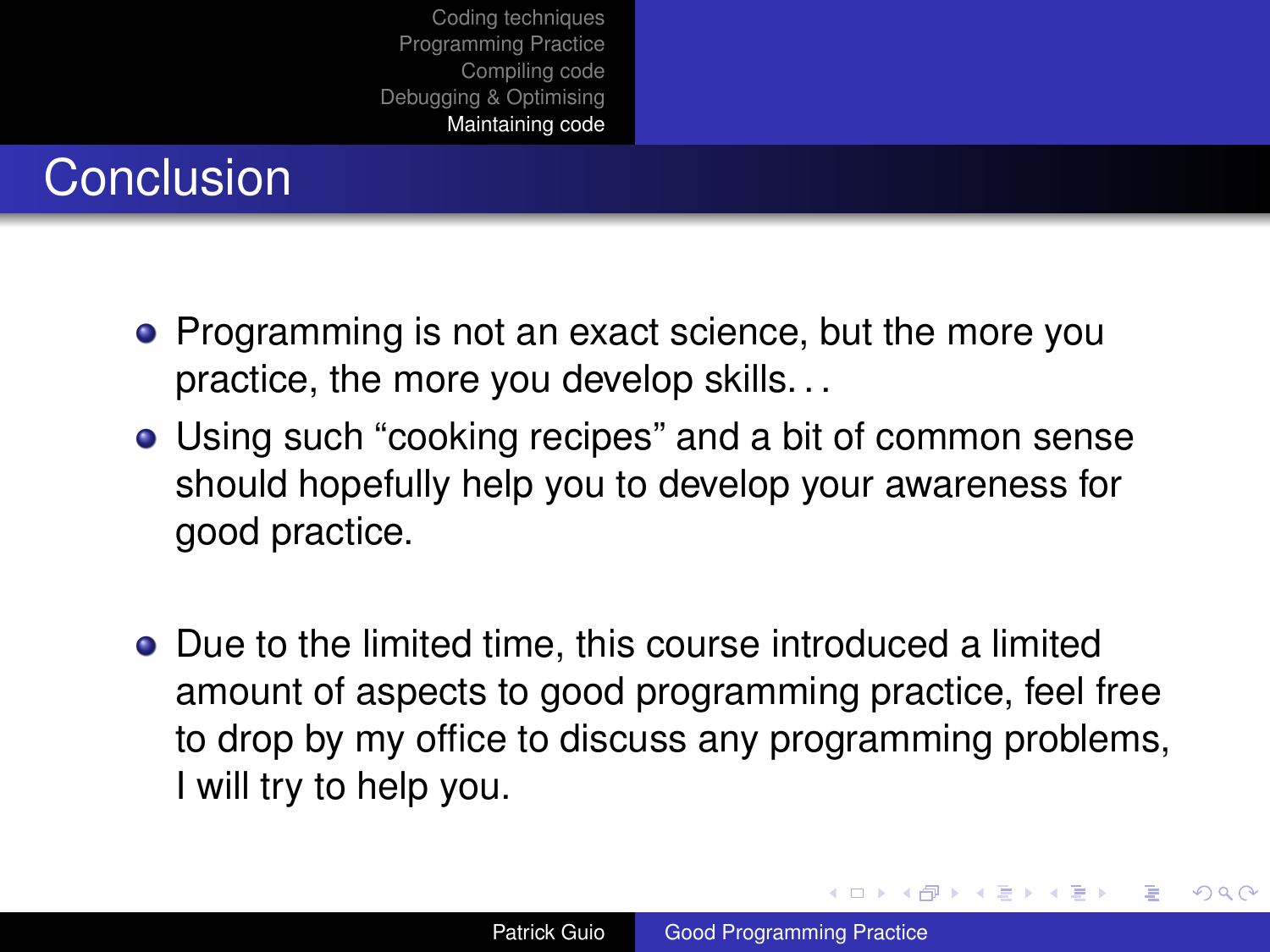# Conclusion

- Programming is not an exact science, but the more you practice, the more you develop skills. . .
- Using such “cooking recipes” and a bit of common sense should hopefully help you to develop your awareness for good practice.
- Due to the limited time, this course introduced a limited amount of aspects to good programming practice, feel free to drop by my office to discuss any programming problems, I will try to help you.